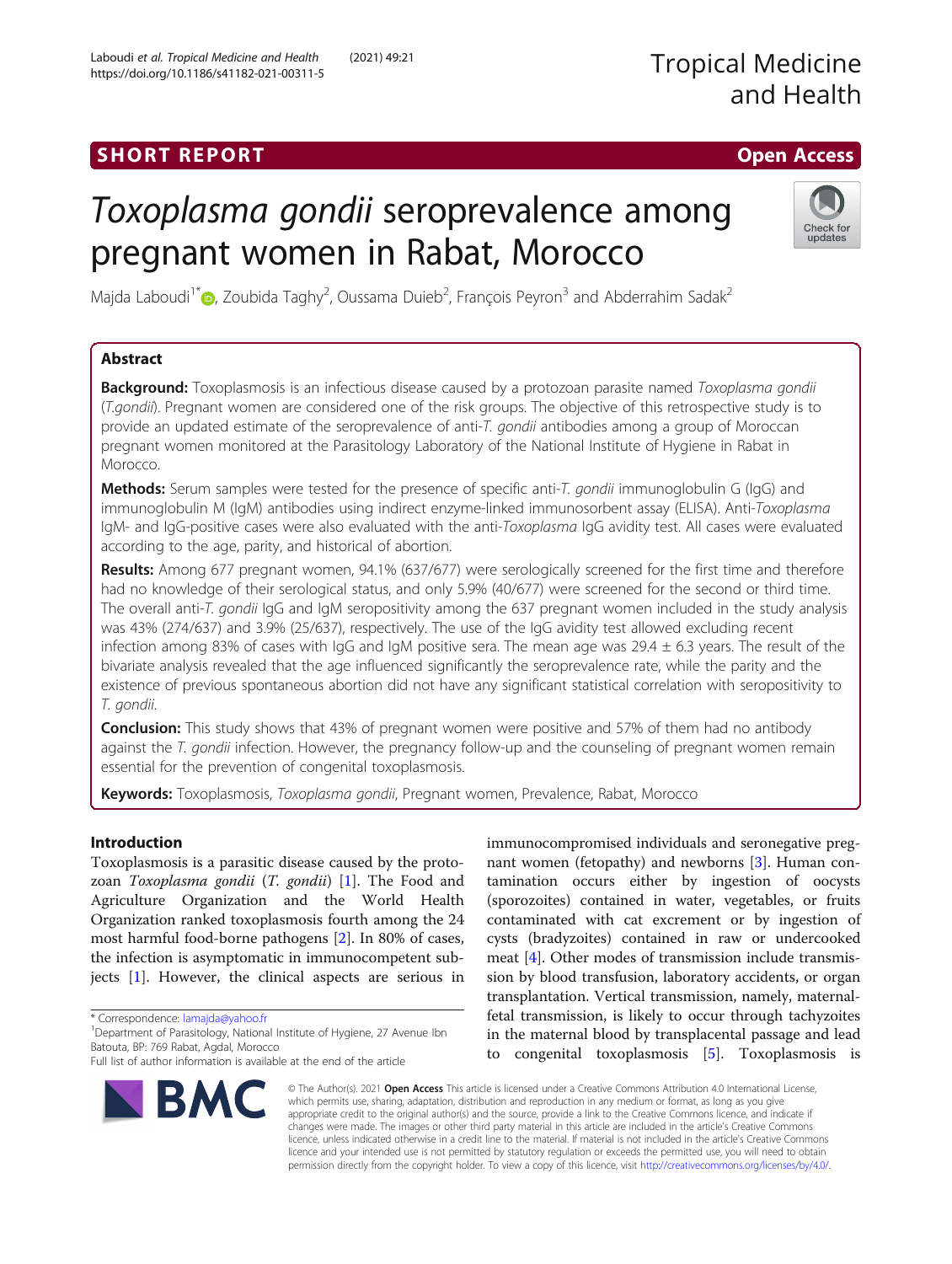SHORT REPORT

Open Access

# *Toxoplasma gondii* seroprevalence among pregnant women in Rabat, Morocco

Majda Laboudi[1*], Zoubida Taghy[2], Oussama Duieb[2], François Peyron[3] and Abderrahim Sadak[2]

## Abstract

**Background:** Toxoplasmosis is an infectious disease caused by a protozoan parasite named *Toxoplasma gondii* (*T.gondii*). Pregnant women are considered one of the risk groups. The objective of this retrospective study is to provide an updated estimate of the seroprevalence of anti-*T. gondii* antibodies among a group of Moroccan pregnant women monitored at the Parasitology Laboratory of the National Institute of Hygiene in Rabat in Morocco.

**Methods:** Serum samples were tested for the presence of specific anti-*T. gondii* immunoglobulin G (IgG) and immunoglobulin M (IgM) antibodies using indirect enzyme-linked immunosorbent assay (ELISA). Anti-*Toxoplasma* IgM- and IgG-positive cases were also evaluated with the anti-*Toxoplasma* IgG avidity test. All cases were evaluated according to the age, parity, and historical of abortion.

**Results:** Among 677 pregnant women, 94.1% (637/677) were serologically screened for the first time and therefore had no knowledge of their serological status, and only 5.9% (40/677) were screened for the second or third time. The overall anti-*T. gondii* IgG and IgM seropositivity among the 637 pregnant women included in the study analysis was 43% (274/637) and 3.9% (25/637), respectively. The use of the IgG avidity test allowed excluding recent infection among 83% of cases with IgG and IgM positive sera. The mean age was 29.4 ± 6.3 years. The result of the bivariate analysis revealed that the age influenced significantly the seroprevalence rate, while the parity and the existence of previous spontaneous abortion did not have any significant statistical correlation with seropositivity to *T. gondii*.

**Conclusion:** This study shows that 43% of pregnant women were positive and 57% of them had no antibody against the *T. gondii* infection. However, the pregnancy follow-up and the counseling of pregnant women remain essential for the prevention of congenital toxoplasmosis.

**Keywords:** Toxoplasmosis, *Toxoplasma gondii*, Pregnant women, Prevalence, Rabat, Morocco

## Introduction

Toxoplasmosis is a parasitic disease caused by the protozoan *Toxoplasma gondii* (*T. gondii*) [1]. The Food and Agriculture Organization and the World Health Organization ranked toxoplasmosis fourth among the 24 most harmful food-borne pathogens [2]. In 80% of cases, the infection is asymptomatic in immunocompetent subjects [1]. However, the clinical aspects are serious in immunocompromised individuals and seronegative pregnant women (fetopathy) and newborns [3]. Human contamination occurs either by ingestion of oocysts (sporozoites) contained in water, vegetables, or fruits contaminated with cat excrement or by ingestion of cysts (bradyzoites) contained in raw or undercooked meat [4]. Other modes of transmission include transmission by blood transfusion, laboratory accidents, or organ transplantation. Vertical transmission, namely, maternal-fetal transmission, is likely to occur through tachyzoites in the maternal blood by transplacental passage and lead to congenital toxoplasmosis [5]. Toxoplasmosis is

\* Correspondence: lamajda@yahoo.fr
[1]Department of Parasitology, National Institute of Hygiene, 27 Avenue Ibn Batouta, BP: 769 Rabat, Agdal, Morocco
Full list of author information is available at the end of the article

© The Author(s). 2021 **Open Access** This article is licensed under a Creative Commons Attribution 4.0 International License, which permits use, sharing, adaptation, distribution and reproduction in any medium or format, as long as you give appropriate credit to the original author(s) and the source, provide a link to the Creative Commons licence, and indicate if changes were made. The images or other third party material in this article are included in the article's Creative Commons licence, unless indicated otherwise in a credit line to the material. If material is not included in the article's Creative Commons licence and your intended use is not permitted by statutory regulation or exceeds the permitted use, you will need to obtain permission directly from the copyright holder. To view a copy of this licence, visit http://creativecommons.org/licenses/by/4.0/.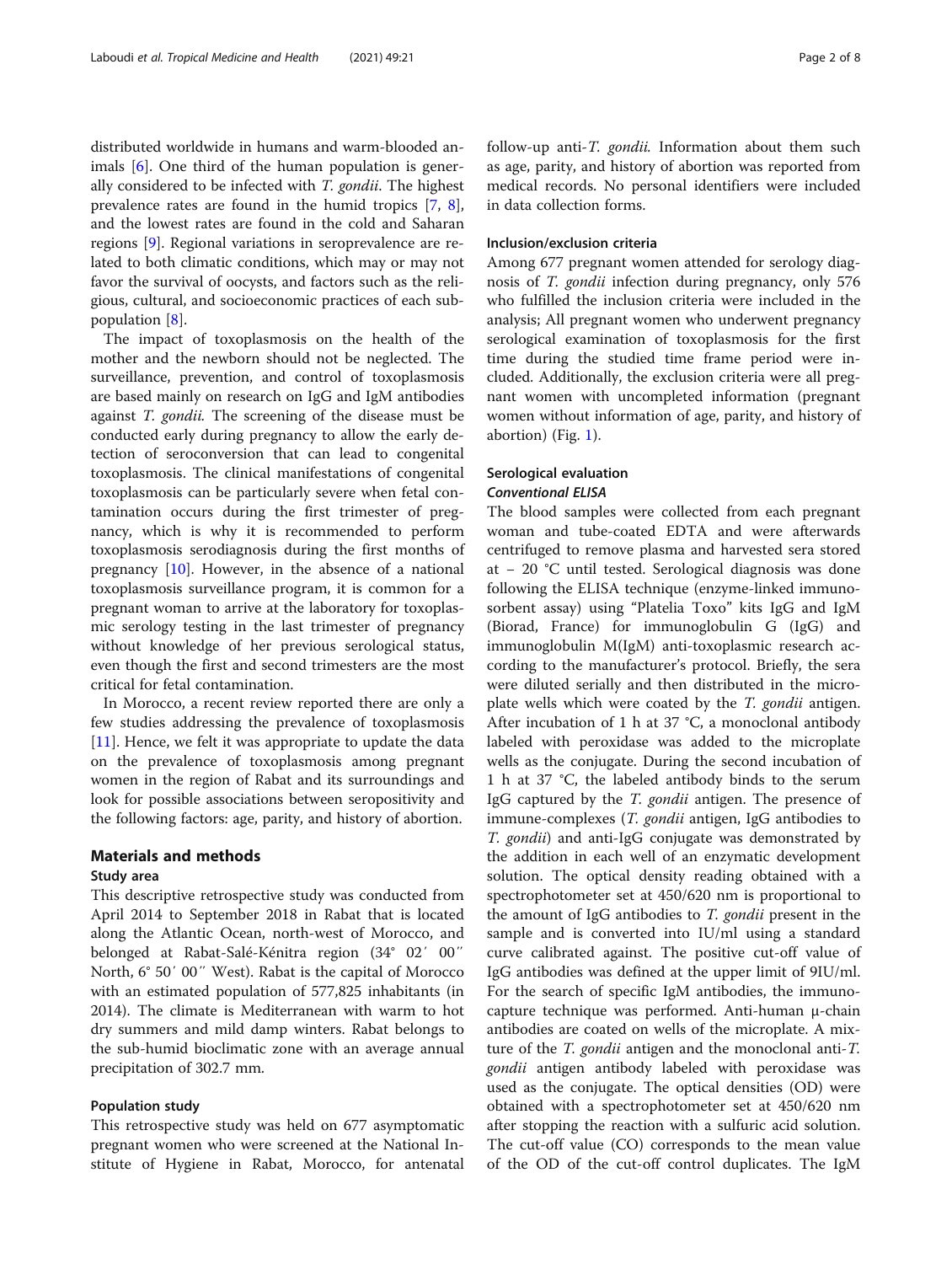distributed worldwide in humans and warm-blooded animals [6]. One third of the human population is generally considered to be infected with *T. gondii*. The highest prevalence rates are found in the humid tropics [7, 8], and the lowest rates are found in the cold and Saharan regions [9]. Regional variations in seroprevalence are related to both climatic conditions, which may or may not favor the survival of oocysts, and factors such as the religious, cultural, and socioeconomic practices of each subpopulation [8].

The impact of toxoplasmosis on the health of the mother and the newborn should not be neglected. The surveillance, prevention, and control of toxoplasmosis are based mainly on research on IgG and IgM antibodies against *T. gondii*. The screening of the disease must be conducted early during pregnancy to allow the early detection of seroconversion that can lead to congenital toxoplasmosis. The clinical manifestations of congenital toxoplasmosis can be particularly severe when fetal contamination occurs during the first trimester of pregnancy, which is why it is recommended to perform toxoplasmosis serodiagnosis during the first months of pregnancy [10]. However, in the absence of a national toxoplasmosis surveillance program, it is common for a pregnant woman to arrive at the laboratory for toxoplasmic serology testing in the last trimester of pregnancy without knowledge of her previous serological status, even though the first and second trimesters are the most critical for fetal contamination.

In Morocco, a recent review reported there are only a few studies addressing the prevalence of toxoplasmosis [11]. Hence, we felt it was appropriate to update the data on the prevalence of toxoplasmosis among pregnant women in the region of Rabat and its surroundings and look for possible associations between seropositivity and the following factors: age, parity, and history of abortion.

## Materials and methods

### Study area

This descriptive retrospective study was conducted from April 2014 to September 2018 in Rabat that is located along the Atlantic Ocean, north-west of Morocco, and belonged at Rabat-Salé-Kénitra region (34° 02′ 00″ North, 6° 50′ 00″ West). Rabat is the capital of Morocco with an estimated population of 577,825 inhabitants (in 2014). The climate is Mediterranean with warm to hot dry summers and mild damp winters. Rabat belongs to the sub-humid bioclimatic zone with an average annual precipitation of 302.7 mm.

### Population study

This retrospective study was held on 677 asymptomatic pregnant women who were screened at the National Institute of Hygiene in Rabat, Morocco, for antenatal follow-up anti-*T. gondii*. Information about them such as age, parity, and history of abortion was reported from medical records. No personal identifiers were included in data collection forms.

### Inclusion/exclusion criteria

Among 677 pregnant women attended for serology diagnosis of *T. gondii* infection during pregnancy, only 576 who fulfilled the inclusion criteria were included in the analysis; All pregnant women who underwent pregnancy serological examination of toxoplasmosis for the first time during the studied time frame period were included. Additionally, the exclusion criteria were all pregnant women with uncompleted information (pregnant women without information of age, parity, and history of abortion) (Fig. 1).

### Serological evaluation

#### *Conventional ELISA*

The blood samples were collected from each pregnant woman and tube-coated EDTA and were afterwards centrifuged to remove plasma and harvested sera stored at − 20 °C until tested. Serological diagnosis was done following the ELISA technique (enzyme-linked immunosorbent assay) using "Platelia Toxo" kits IgG and IgM (Biorad, France) for immunoglobulin G (IgG) and immunoglobulin M(IgM) anti-toxoplasmic research according to the manufacturer's protocol. Briefly, the sera were diluted serially and then distributed in the microplate wells which were coated by the *T. gondii* antigen. After incubation of 1 h at 37 °C, a monoclonal antibody labeled with peroxidase was added to the microplate wells as the conjugate. During the second incubation of 1 h at 37 °C, the labeled antibody binds to the serum IgG captured by the *T. gondii* antigen. The presence of immune-complexes (*T. gondii* antigen, IgG antibodies to *T. gondii*) and anti-IgG conjugate was demonstrated by the addition in each well of an enzymatic development solution. The optical density reading obtained with a spectrophotometer set at 450/620 nm is proportional to the amount of IgG antibodies to *T. gondii* present in the sample and is converted into IU/ml using a standard curve calibrated against. The positive cut-off value of IgG antibodies was defined at the upper limit of 9IU/ml. For the search of specific IgM antibodies, the immunocapture technique was performed. Anti-human μ-chain antibodies are coated on wells of the microplate. A mixture of the *T. gondii* antigen and the monoclonal anti-*T. gondii* antigen antibody labeled with peroxidase was used as the conjugate. The optical densities (OD) were obtained with a spectrophotometer set at 450/620 nm after stopping the reaction with a sulfuric acid solution. The cut-off value (CO) corresponds to the mean value of the OD of the cut-off control duplicates. The IgM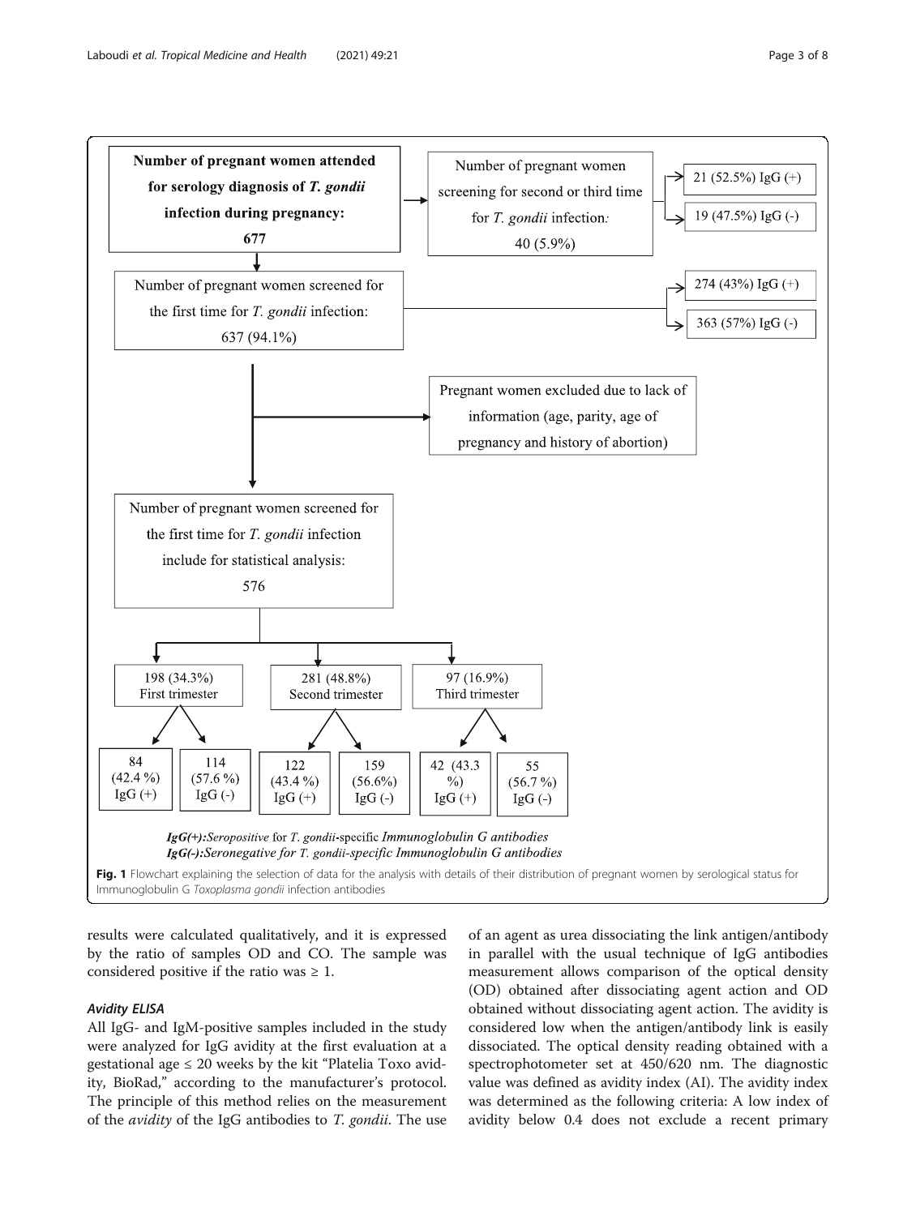Number of pregnant women attended for serology diagnosis of *T. gondii* infection during pregnancy: 677

- Number of pregnant women screening for second or third time for *T. gondii* infection: 40 (5.9%)
  - 21 (52.5%) IgG (+)
  - 19 (47.5%) IgG (-)
- Number of pregnant women screened for the first time for *T. gondii* infection: 637 (94.1%)
  - 274 (43%) IgG (+)
  - 363 (57%) IgG (-)
  - Pregnant women excluded due to lack of information (age, parity, age of pregnancy and history of abortion)
  - Number of pregnant women screened for the first time for *T. gondii* infection include for statistical analysis: 576
    - 198 (34.3%) First trimester
      - 84 (42.4 %) IgG (+)
      - 114 (57.6 %) IgG (-)
    - 281 (48.8%) Second trimester
      - 122 (43.4 %) IgG (+)
      - 159 (56.6%) IgG (-)
    - 97 (16.9%) Third trimester
      - 42 (43.3 %) IgG (+)
      - 55 (56.7 %) IgG (-)

***IgG(+):Seropositive** for T. gondii-specific Immunoglobulin G antibodies*
***IgG(-):Seronegative for T. gondii-specific Immunoglobulin G antibodies***

**Fig. 1** Flowchart explaining the selection of data for the analysis with details of their distribution of pregnant women by serological status for Immunoglobulin G *Toxoplasma gondii* infection antibodies

results were calculated qualitatively, and it is expressed by the ratio of samples OD and CO. The sample was considered positive if the ratio was ≥ 1.

#### *Avidity ELISA*

All IgG- and IgM-positive samples included in the study were analyzed for IgG avidity at the first evaluation at a gestational age ≤ 20 weeks by the kit "Platelia Toxo avidity, BioRad," according to the manufacturer's protocol. The principle of this method relies on the measurement of the *avidity* of the IgG antibodies to *T. gondii*. The use of an agent as urea dissociating the link antigen/antibody in parallel with the usual technique of IgG antibodies measurement allows comparison of the optical density (OD) obtained after dissociating agent action and OD obtained without dissociating agent action. The avidity is considered low when the antigen/antibody link is easily dissociated. The optical density reading obtained with a spectrophotometer set at 450/620 nm. The diagnostic value was defined as avidity index (AI). The avidity index was determined as the following criteria: A low index of avidity below 0.4 does not exclude a recent primary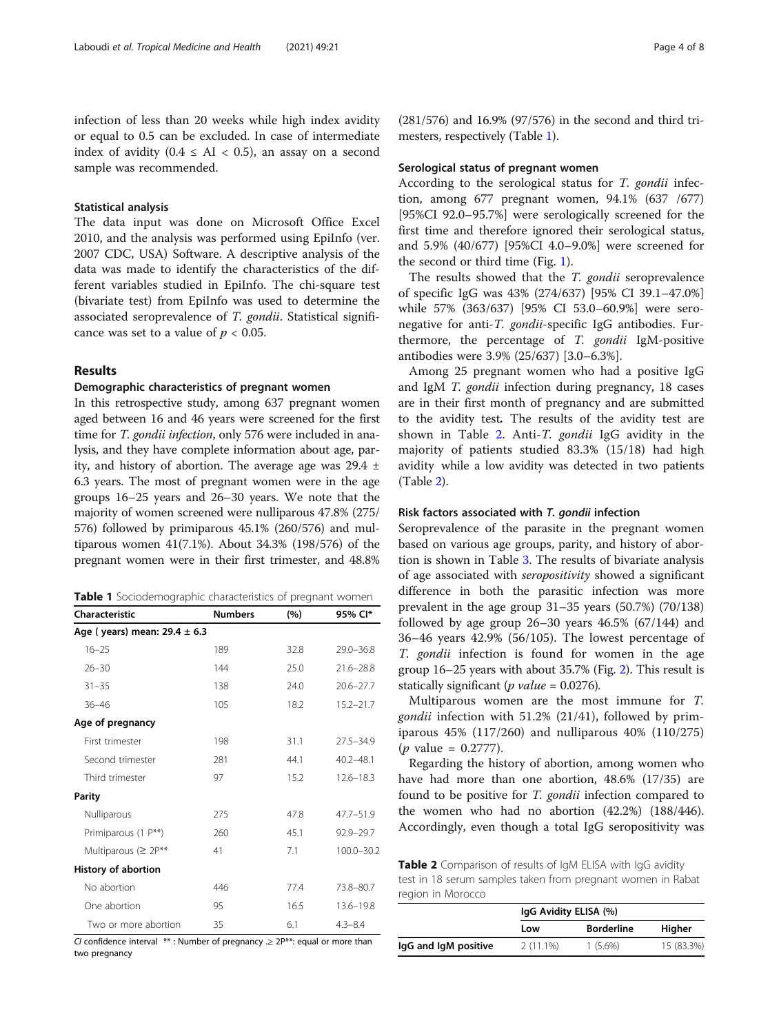infection of less than 20 weeks while high index avidity or equal to 0.5 can be excluded. In case of intermediate index of avidity ($0.4 \leq AI < 0.5$), an assay on a second sample was recommended.

### Statistical analysis

The data input was done on Microsoft Office Excel 2010, and the analysis was performed using EpiInfo (ver. 2007 CDC, USA) Software. A descriptive analysis of the data was made to identify the characteristics of the different variables studied in EpiInfo. The chi-square test (bivariate test) from EpiInfo was used to determine the associated seroprevalence of *T. gondii*. Statistical significance was set to a value of $p < 0.05$.

## Results

### Demographic characteristics of pregnant women

In this retrospective study, among 637 pregnant women aged between 16 and 46 years were screened for the first time for *T. gondii infection*, only 576 were included in analysis, and they have complete information about age, parity, and history of abortion. The average age was 29.4 ± 6.3 years. The most of pregnant women were in the age groups 16–25 years and 26–30 years. We note that the majority of women screened were nulliparous 47.8% (275/576) followed by primiparous 45.1% (260/576) and multiparous women 41(7.1%). About 34.3% (198/576) of the pregnant women were in their first trimester, and 48.8% (281/576) and 16.9% (97/576) in the second and third trimesters, respectively (Table 1).

**Table 1** Sociodemographic characteristics of pregnant women

| Characteristic | Numbers | (%) | 95% CI* |
|---|---|---|---|
| **Age ( years) mean: 29.4 ± 6.3** | | | |
| 16–25 | 189 | 32.8 | 29.0–36.8 |
| 26–30 | 144 | 25.0 | 21.6–28.8 |
| 31–35 | 138 | 24.0 | 20.6–27.7 |
| 36–46 | 105 | 18.2 | 15.2–21.7 |
| **Age of pregnancy** | | | |
| First trimester | 198 | 31.1 | 27.5–34.9 |
| Second trimester | 281 | 44.1 | 40.2–48.1 |
| Third trimester | 97 | 15.2 | 12.6–18.3 |
| **Parity** | | | |
| Nulliparous | 275 | 47.8 | 47.7–51.9 |
| Primiparous (1 P**) | 260 | 45.1 | 92.9–29.7 |
| Multiparous (≥ 2P** | 41 | 7.1 | 100.0–30.2 |
| **History of abortion** | | | |
| No abortion | 446 | 77.4 | 73.8–80.7 |
| One abortion | 95 | 16.5 | 13.6–19.8 |
| Two or more abortion | 35 | 6.1 | 4.3–8.4 |

*CI* confidence interval ** : Number of pregnancy ≥ 2P**: equal or more than two pregnancy

### Serological status of pregnant women

According to the serological status for *T. gondii* infection, among 677 pregnant women, 94.1% (637 /677) [95%CI 92.0–95.7%] were serologically screened for the first time and therefore ignored their serological status, and 5.9% (40/677) [95%CI 4.0–9.0%] were screened for the second or third time (Fig. 1).

The results showed that the *T. gondii* seroprevalence of specific IgG was 43% (274/637) [95% CI 39.1–47.0%] while 57% (363/637) [95% CI 53.0–60.9%] were seronegative for anti-*T. gondii*-specific IgG antibodies. Furthermore, the percentage of *T. gondii* IgM-positive antibodies were 3.9% (25/637) [3.0–6.3%].

Among 25 pregnant women who had a positive IgG and IgM *T. gondii* infection during pregnancy, 18 cases are in their first month of pregnancy and are submitted to the avidity test**.** The results of the avidity test are shown in Table 2. Anti-*T. gondii* IgG avidity in the majority of patients studied 83.3% (15/18) had high avidity while a low avidity was detected in two patients (Table 2).

### Risk factors associated with *T. gondii* infection

Seroprevalence of the parasite in the pregnant women based on various age groups, parity, and history of abortion is shown in Table 3. The results of bivariate analysis of age associated with *seropositivity* showed a significant difference in both the parasitic infection was more prevalent in the age group 31–35 years (50.7%) (70/138) followed by age group 26–30 years 46.5% (67/144) and 36–46 years 42.9% (56/105). The lowest percentage of *T. gondii* infection is found for women in the age group 16–25 years with about 35.7% (Fig. 2). This result is statically significant (*p value* = 0.0276).

Multiparous women are the most immune for *T. gondii* infection with 51.2% (21/41), followed by primiparous 45% (117/260) and nulliparous 40% (110/275) (*p* value = 0.2777).

Regarding the history of abortion, among women who have had more than one abortion, 48.6% (17/35) are found to be positive for *T. gondii* infection compared to the women who had no abortion (42.2%) (188/446). Accordingly, even though a total IgG seropositivity was

**Table 2** Comparison of results of IgM ELISA with IgG avidity test in 18 serum samples taken from pregnant women in Rabat region in Morocco

| | IgG Avidity ELISA (%) | | |
|---|---|---|---|
| | Low | Borderline | Higher |
| **IgG and IgM positive** | 2 (11.1%) | 1 (5.6%) | 15 (83.3%) |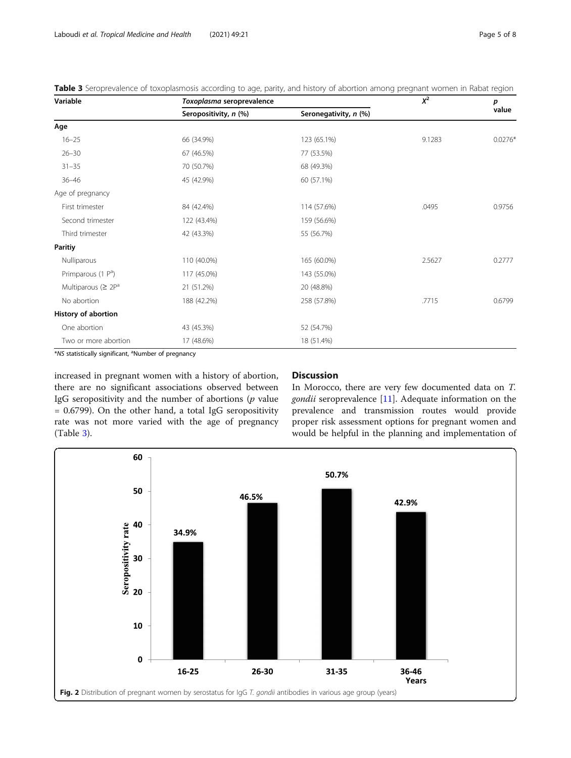**Table 3** Seroprevalence of toxoplasmosis according to age, parity, and history of abortion among pregnant women in Rabat region

| Variable | *Toxoplasma* seroprevalence | | $X^2$ | *p* value |
|---|---|---|---|---|
| | Seropositivity, *n* (%) | Seronegativity, *n* (%) | | |
| **Age** | | | | |
| 16–25 | 66 (34.9%) | 123 (65.1%) | 9.1283 | 0.0276* |
| 26–30 | 67 (46.5%) | 77 (53.5%) | | |
| 31–35 | 70 (50.7%) | 68 (49.3%) | | |
| 36–46 | 45 (42.9%) | 60 (57.1%) | | |
| Age of pregnancy | | | | |
| First trimester | 84 (42.4%) | 114 (57.6%) | .0495 | 0.9756 |
| Second trimester | 122 (43.4%) | 159 (56.6%) | | |
| Third trimester | 42 (43.3%) | 55 (56.7%) | | |
| **Paritiy** | | | | |
| Nulliparous | 110 (40.0%) | 165 (60.0%) | 2.5627 | 0.2777 |
| Primparous (1 P[a]) | 117 (45.0%) | 143 (55.0%) | | |
| Multiparous (≥ 2P[a] | 21 (51.2%) | 20 (48.8%) | | |
| No abortion | 188 (42.2%) | 258 (57.8%) | .7715 | 0.6799 |
| **History of abortion** | | | | |
| One abortion | 43 (45.3%) | 52 (54.7%) | | |
| Two or more abortion | 17 (48.6%) | 18 (51.4%) | | |

**NS* statistically significant, [a]Number of pregnancy

increased in pregnant women with a history of abortion, there are no significant associations observed between IgG seropositivity and the number of abortions (*p* value = 0.6799). On the other hand, a total IgG seropositivity rate was not more varied with the age of pregnancy (Table 3).

## Discussion

In Morocco, there are very few documented data on *T. gondii* seroprevalence [11]. Adequate information on the prevalence and transmission routes would provide proper risk assessment options for pregnant women and would be helpful in the planning and implementation of

**Fig. 2** Distribution of pregnant women by serostatus for IgG *T. gondii* antibodies in various age group (years)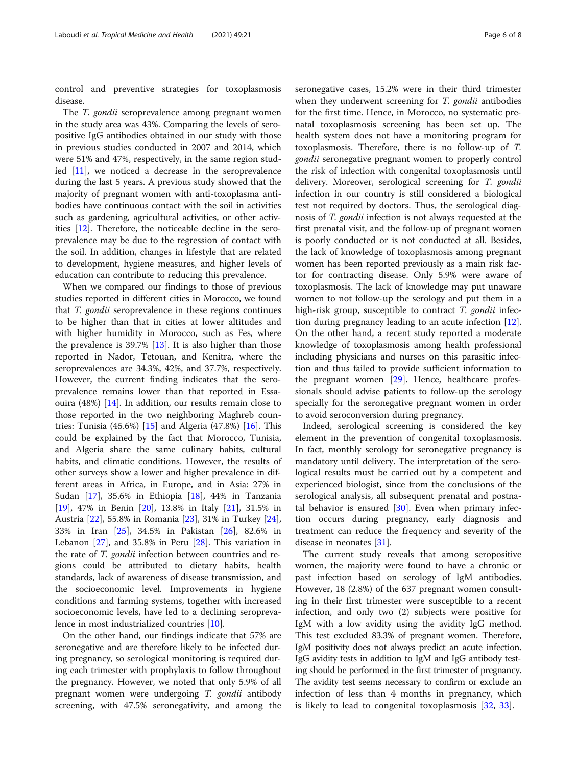control and preventive strategies for toxoplasmosis disease.

The *T. gondii* seroprevalence among pregnant women in the study area was 43%. Comparing the levels of seropositive IgG antibodies obtained in our study with those in previous studies conducted in 2007 and 2014, which were 51% and 47%, respectively, in the same region studied [11], we noticed a decrease in the seroprevalence during the last 5 years. A previous study showed that the majority of pregnant women with anti-toxoplasma antibodies have continuous contact with the soil in activities such as gardening, agricultural activities, or other activities [12]. Therefore, the noticeable decline in the seroprevalence may be due to the regression of contact with the soil. In addition, changes in lifestyle that are related to development, hygiene measures, and higher levels of education can contribute to reducing this prevalence.

When we compared our findings to those of previous studies reported in different cities in Morocco, we found that *T. gondii* seroprevalence in these regions continues to be higher than that in cities at lower altitudes and with higher humidity in Morocco, such as Fes, where the prevalence is 39.7% [13]. It is also higher than those reported in Nador, Tetouan, and Kenitra, where the seroprevalences are 34.3%, 42%, and 37.7%, respectively. However, the current finding indicates that the seroprevalence remains lower than that reported in Essaouira (48%) [14]. In addition, our results remain close to those reported in the two neighboring Maghreb countries: Tunisia (45.6%) [15] and Algeria (47.8%) [16]. This could be explained by the fact that Morocco, Tunisia, and Algeria share the same culinary habits, cultural habits, and climatic conditions. However, the results of other surveys show a lower and higher prevalence in different areas in Africa, in Europe, and in Asia: 27% in Sudan [17], 35.6% in Ethiopia [18], 44% in Tanzania [19], 47% in Benin [20], 13.8% in Italy [21], 31.5% in Austria [22], 55.8% in Romania [23], 31% in Turkey [24], 33% in Iran [25], 34.5% in Pakistan [26], 82.6% in Lebanon [27], and 35.8% in Peru [28]. This variation in the rate of *T. gondii* infection between countries and regions could be attributed to dietary habits, health standards, lack of awareness of disease transmission, and the socioeconomic level. Improvements in hygiene conditions and farming systems, together with increased socioeconomic levels, have led to a declining seroprevalence in most industrialized countries [10].

On the other hand, our findings indicate that 57% are seronegative and are therefore likely to be infected during pregnancy, so serological monitoring is required during each trimester with prophylaxis to follow throughout the pregnancy. However, we noted that only 5.9% of all pregnant women were undergoing *T. gondii* antibody screening, with 47.5% seronegativity, and among the seronegative cases, 15.2% were in their third trimester when they underwent screening for *T. gondii* antibodies for the first time. Hence, in Morocco, no systematic prenatal toxoplasmosis screening has been set up. The health system does not have a monitoring program for toxoplasmosis. Therefore, there is no follow-up of *T. gondii* seronegative pregnant women to properly control the risk of infection with congenital toxoplasmosis until delivery. Moreover, serological screening for *T. gondii* infection in our country is still considered a biological test not required by doctors. Thus, the serological diagnosis of *T. gondii* infection is not always requested at the first prenatal visit, and the follow-up of pregnant women is poorly conducted or is not conducted at all. Besides, the lack of knowledge of toxoplasmosis among pregnant women has been reported previously as a main risk factor for contracting disease. Only 5.9% were aware of toxoplasmosis. The lack of knowledge may put unaware women to not follow-up the serology and put them in a high-risk group, susceptible to contract *T. gondii* infection during pregnancy leading to an acute infection [12]. On the other hand, a recent study reported a moderate knowledge of toxoplasmosis among health professional including physicians and nurses on this parasitic infection and thus failed to provide sufficient information to the pregnant women [29]. Hence, healthcare professionals should advise patients to follow-up the serology specially for the seronegative pregnant women in order to avoid seroconversion during pregnancy.

Indeed, serological screening is considered the key element in the prevention of congenital toxoplasmosis. In fact, monthly serology for seronegative pregnancy is mandatory until delivery. The interpretation of the serological results must be carried out by a competent and experienced biologist, since from the conclusions of the serological analysis, all subsequent prenatal and postnatal behavior is ensured [30]. Even when primary infection occurs during pregnancy, early diagnosis and treatment can reduce the frequency and severity of the disease in neonates [31].

The current study reveals that among seropositive women, the majority were found to have a chronic or past infection based on serology of IgM antibodies. However, 18 (2.8%) of the 637 pregnant women consulting in their first trimester were susceptible to a recent infection, and only two (2) subjects were positive for IgM with a low avidity using the avidity IgG method. This test excluded 83.3% of pregnant women. Therefore, IgM positivity does not always predict an acute infection. IgG avidity tests in addition to IgM and IgG antibody testing should be performed in the first trimester of pregnancy. The avidity test seems necessary to confirm or exclude an infection of less than 4 months in pregnancy, which is likely to lead to congenital toxoplasmosis [32, 33].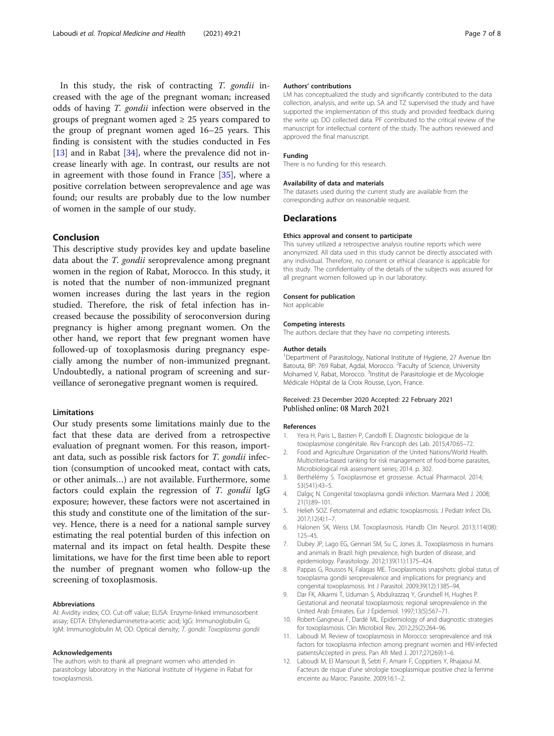In this study, the risk of contracting *T. gondii* increased with the age of the pregnant woman; increased odds of having *T. gondii* infection were observed in the groups of pregnant women aged ≥ 25 years compared to the group of pregnant women aged 16–25 years. This finding is consistent with the studies conducted in Fes [13] and in Rabat [34], where the prevalence did not increase linearly with age. In contrast, our results are not in agreement with those found in France [35], where a positive correlation between seroprevalence and age was found; our results are probably due to the low number of women in the sample of our study.

## Conclusion

This descriptive study provides key and update baseline data about the *T. gondii* seroprevalence among pregnant women in the region of Rabat, Morocco. In this study, it is noted that the number of non-immunized pregnant women increases during the last years in the region studied. Therefore, the risk of fetal infection has increased because the possibility of seroconversion during pregnancy is higher among pregnant women. On the other hand, we report that few pregnant women have followed-up of toxoplasmosis during pregnancy especially among the number of non-immunized pregnant. Undoubtedly, a national program of screening and surveillance of seronegative pregnant women is required.

### Limitations

Our study presents some limitations mainly due to the fact that these data are derived from a retrospective evaluation of pregnant women. For this reason, important data, such as possible risk factors for *T. gondii* infection (consumption of uncooked meat, contact with cats, or other animals…) are not available. Furthermore, some factors could explain the regression of *T. gondii* IgG exposure; however, these factors were not ascertained in this study and constitute one of the limitation of the survey. Hence, there is a need for a national sample survey estimating the real potential burden of this infection on maternal and its impact on fetal health. Despite these limitations, we have for the first time been able to report the number of pregnant women who follow-up the screening of toxoplasmosis.

#### Abbreviations

AI: Avidity index; CO: Cut-off value; ELISA: Enzyme-linked immunosorbent assay; EDTA: Ethylenediaminetetra-acetic acid; IgG: Immunoglobulin G; IgM: Immunoglobulin M; OD: Optical density; *T. gondii*: *Toxoplasma gondii*

#### Acknowledgements

The authors wish to thank all pregnant women who attended in parasitology laboratory in the National Institute of Hygiene in Rabat for toxoplasmosis.

#### Authors' contributions

LM has conceptualized the study and significantly contributed to the data collection, analysis, and write up. SA and TZ supervised the study and have supported the implementation of this study and provided feedback during the write up. DO collected data. PF contributed to the critical review of the manuscript for intellectual content of the study. The authors reviewed and approved the final manuscript.

#### Funding

There is no funding for this research.

#### Availability of data and materials

The datasets used during the current study are available from the corresponding author on reasonable request.

## Declarations

#### Ethics approval and consent to participate

This survey utilized a retrospective analysis routine reports which were anonymized. All data used in this study cannot be directly associated with any individual. Therefore, no consent or ethical clearance is applicable for this study. The confidentiality of the details of the subjects was assured for all pregnant women followed up in our laboratory.

#### Consent for publication

Not applicable

#### Competing interests

The authors declare that they have no competing interests.

#### Author details

[1]Department of Parasitology, National Institute of Hygiene, 27 Avenue Ibn Batouta, BP: 769 Rabat, Agdal, Morocco. [2]Faculty of Science, University Mohamed V, Rabat, Morocco. [3]Institut de Parasitologie et de Mycologie Médicale Hôpital de la Croix Rousse, Lyon, France.

Received: 23 December 2020 Accepted: 22 February 2021
Published online: 08 March 2021

#### References

1. Yera H, Paris L, Bastien P, Candolfi E. Diagnostic biologique de la toxoplasmose congénitale. Rev Francoph des Lab. 2015;470:65–72.
2. Food and Agriculture Organization of the United Nations/World Health. Multicriteria-based ranking for risk management of food-borne parasites, Microbiological risk assessment series; 2014. p. 302.
3. Berthélémy S. Toxoplasmose et grossesse. Actual Pharmacol. 2014; 53(541):43–5.
4. Dalgıç N. Congenital toxoplasma gondii infection. Marmara Med J. 2008; 21(1):89–101.
5. Helieh SOZ. Fetomaternal and ediatric toxoplasmosis. J Pediatr Infect Dis. 2017;12(4):1–7.
6. Halonen SK, Weiss LM. Toxoplasmosis. Handb Clin Neurol. 2013;114(08): 125–45.
7. Dubey JP, Lago EG, Gennari SM, Su C, Jones JL. Toxoplasmosis in humans and animals in Brazil: high prevalence, high burden of disease, and epidemiology. Parasitology. 2012;139(11):1375–424.
8. Pappas G, Roussos N, Falagas ME. Toxoplasmosis snapshots: global status of toxoplasma gondii seroprevalence and implications for pregnancy and congenital toxoplasmosis. Int J Parasitol. 2009;39(12):1385–94.
9. Dar FK, Alkarmi T, Uduman S, Abdulrazzaq Y, Grundsell H, Hughes P. Gestational and neonatal toxoplasmosis: regional seroprevalence in the United Arab Emirates. Eur J Epidemiol. 1997;13(5):567–71.
10. Robert-Gangneux F, Dardé ML. Epidemiology of and diagnostic strategies for toxoplasmosis. Clin Microbiol Rev. 2012;25(2):264–96.
11. Laboudi M. Review of toxoplasmosis in Morocco: seroprevalence and risk factors for toxoplasma infection among pregnant women and HIV-infected patientsAccepted in press. Pan Afr Med J. 2017;27(269):1–6.
12. Laboudi M, El Mansouri B, Sebti F, Amarir F, Coppitiers Y, Rhajaoui M. Facteurs de risque d'une sérologie toxoplasmique positive chez la femme enceinte au Maroc. Parasite. 2009;16:1–2.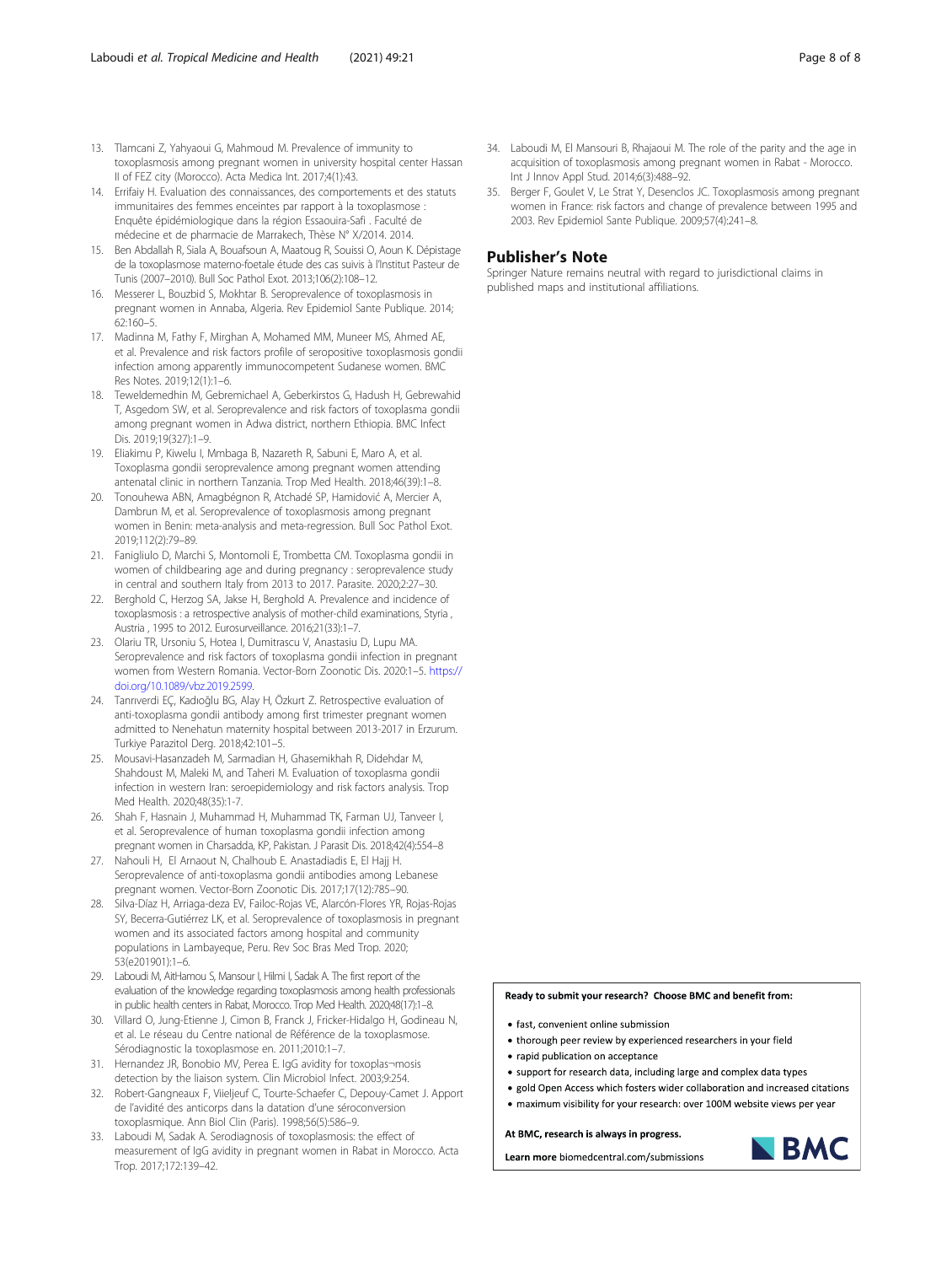13. Tlamcani Z, Yahyaoui G, Mahmoud M. Prevalence of immunity to toxoplasmosis among pregnant women in university hospital center Hassan II of FEZ city (Morocco). Acta Medica Int. 2017;4(1):43.
14. Errifaiy H. Evaluation des connaissances, des comportements et des statuts immunitaires des femmes enceintes par rapport à la toxoplasmose : Enquête épidémiologique dans la région Essaouira-Safi . Faculté de médecine et de pharmacie de Marrakech, Thèse N° X/2014. 2014.
15. Ben Abdallah R, Siala A, Bouafsoun A, Maatoug R, Souissi O, Aoun K. Dépistage de la toxoplasmose materno-foetale étude des cas suivis à l'Institut Pasteur de Tunis (2007–2010). Bull Soc Pathol Exot. 2013;106(2):108–12.
16. Messerer L, Bouzbid S, Mokhtar B. Seroprevalence of toxoplasmosis in pregnant women in Annaba, Algeria. Rev Epidemiol Sante Publique. 2014; 62:160–5.
17. Madinna M, Fathy F, Mirghan A, Mohamed MM, Muneer MS, Ahmed AE, et al. Prevalence and risk factors profile of seropositive toxoplasmosis gondii infection among apparently immunocompetent Sudanese women. BMC Res Notes. 2019;12(1):1–6.
18. Teweldemedhin M, Gebremichael A, Geberkirstos G, Hadush H, Gebrewahid T, Asgedom SW, et al. Seroprevalence and risk factors of toxoplasma gondii among pregnant women in Adwa district, northern Ethiopia. BMC Infect Dis. 2019;19(327):1–9.
19. Eliakimu P, Kiwelu I, Mmbaga B, Nazareth R, Sabuni E, Maro A, et al. Toxoplasma gondii seroprevalence among pregnant women attending antenatal clinic in northern Tanzania. Trop Med Health. 2018;46(39):1–8.
20. Tonouhewa ABN, Amagbégnon R, Atchadé SP, Hamidović A, Mercier A, Dambrun M, et al. Seroprevalence of toxoplasmosis among pregnant women in Benin: meta-analysis and meta-regression. Bull Soc Pathol Exot. 2019;112(2):79–89.
21. Fanigliulo D, Marchi S, Montomoli E, Trombetta CM. Toxoplasma gondii in women of childbearing age and during pregnancy : seroprevalence study in central and southern Italy from 2013 to 2017. Parasite. 2020;2:27–30.
22. Berghold C, Herzog SA, Jakse H, Berghold A. Prevalence and incidence of toxoplasmosis : a retrospective analysis of mother-child examinations, Styria , Austria , 1995 to 2012. Eurosurveillance. 2016;21(33):1–7.
23. Olariu TR, Ursoniu S, Hotea I, Dumitrascu V, Anastasiu D, Lupu MA. Seroprevalence and risk factors of toxoplasma gondii infection in pregnant women from Western Romania. Vector-Born Zoonotic Dis. 2020:1–5. https://doi.org/10.1089/vbz.2019.2599.
24. Tanrıverdi EÇ, Kadıoğlu BG, Alay H, Özkurt Z. Retrospective evaluation of anti-toxoplasma gondii antibody among first trimester pregnant women admitted to Nenehatun maternity hospital between 2013-2017 in Erzurum. Turkiye Parazitol Derg. 2018;42:101–5.
25. Mousavi-Hasanzadeh M, Sarmadian H, Ghasemikhah R, Didehdar M, Shahdoust M, Maleki M, and Taheri M. Evaluation of toxoplasma gondii infection in western Iran: seroepidemiology and risk factors analysis. Trop Med Health. 2020;48(35):1-7.
26. Shah F, Hasnain J, Muhammad H, Muhammad TK, Farman UJ, Tanveer I, et al. Seroprevalence of human toxoplasma gondii infection among pregnant women in Charsadda, KP, Pakistan. J Parasit Dis. 2018;42(4):554–8
27. Nahouli H, El Arnaout N, Chalhoub E. Anastadiadis E, El Hajj H. Seroprevalence of anti-toxoplasma gondii antibodies among Lebanese pregnant women. Vector-Born Zoonotic Dis. 2017;17(12):785–90.
28. Silva-Díaz H, Arriaga-deza EV, Failoc-Rojas VE, Alarcón-Flores YR, Rojas-Rojas SY, Becerra-Gutiérrez LK, et al. Seroprevalence of toxoplasmosis in pregnant women and its associated factors among hospital and community populations in Lambayeque, Peru. Rev Soc Bras Med Trop. 2020; 53(e201901):1–6.
29. Laboudi M, AitHamou S, Mansour I, Hilmi I, Sadak A. The first report of the evaluation of the knowledge regarding toxoplasmosis among health professionals in public health centers in Rabat, Morocco. Trop Med Health. 2020;48(17):1–8.
30. Villard O, Jung-Etienne J, Cimon B, Franck J, Fricker-Hidalgo H, Godineau N, et al. Le réseau du Centre national de Référence de la toxoplasmose. Sérodiagnostic la toxoplasmose en. 2011;2010:1–7.
31. Hernandez JR, Bonobio MV, Perea E. IgG avidity for toxoplas¬mosis detection by the liaison system. Clin Microbiol Infect. 2003;9:254.
32. Robert-Gangneaux F, Viieljeuf C, Tourte-Schaefer C, Depouy-Camet J. Apport de l'avidité des anticorps dans la datation d'une séroconversion toxoplasmique. Ann Biol Clin (Paris). 1998;56(5):586–9.
33. Laboudi M, Sadak A. Serodiagnosis of toxoplasmosis: the effect of measurement of IgG avidity in pregnant women in Rabat in Morocco. Acta Trop. 2017;172:139–42.
34. Laboudi M, El Mansouri B, Rhajaoui M. The role of the parity and the age in acquisition of toxoplasmosis among pregnant women in Rabat - Morocco. Int J Innov Appl Stud. 2014;6(3):488–92.
35. Berger F, Goulet V, Le Strat Y, Desenclos JC. Toxoplasmosis among pregnant women in France: risk factors and change of prevalence between 1995 and 2003. Rev Epidemiol Sante Publique. 2009;57(4):241–8.

## Publisher's Note

Springer Nature remains neutral with regard to jurisdictional claims in published maps and institutional affiliations.

**Ready to submit your research? Choose BMC and benefit from:**

- fast, convenient online submission
- thorough peer review by experienced researchers in your field
- rapid publication on acceptance
- support for research data, including large and complex data types
- gold Open Access which fosters wider collaboration and increased citations
- maximum visibility for your research: over 100M website views per year

**At BMC, research is always in progress.**

**Learn more** biomedcentral.com/submissions

BMC